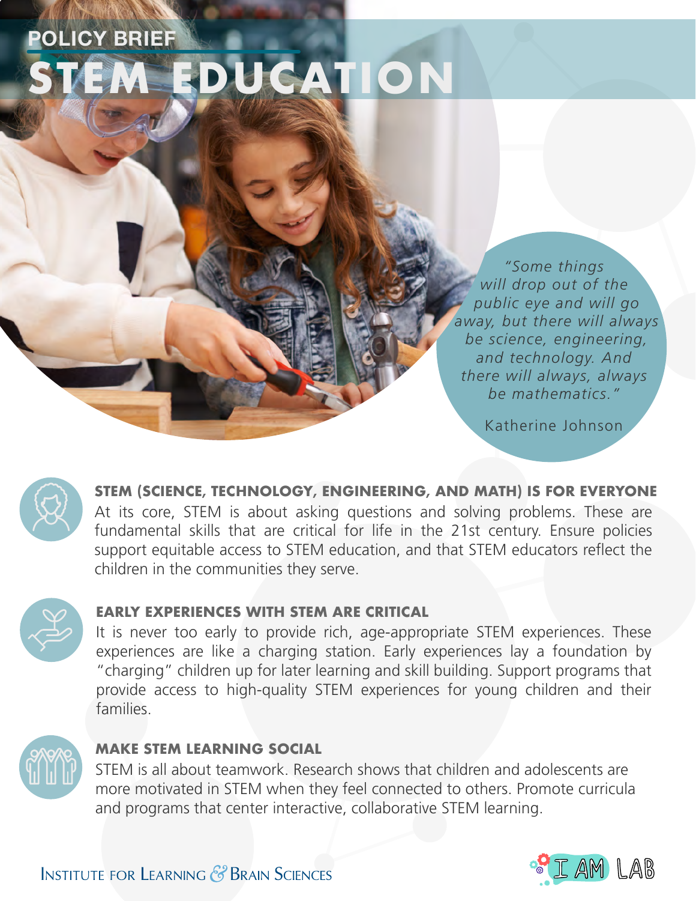POLICY BRIEF

# STEM EDUCATION

> *"Some things will drop out of the public eye and will go away, but there will always be science, engineering, and technology. And there will always, always be mathematics."*
>
> Katherine Johnson

## STEM (SCIENCE, TECHNOLOGY, ENGINEERING, AND MATH) IS FOR EVERYONE

At its core, STEM is about asking questions and solving problems. These are fundamental skills that are critical for life in the 21st century. Ensure policies support equitable access to STEM education, and that STEM educators reflect the children in the communities they serve.

## EARLY EXPERIENCES WITH STEM ARE CRITICAL

It is never too early to provide rich, age-appropriate STEM experiences. These experiences are like a charging station. Early experiences lay a foundation by "charging" children up for later learning and skill building. Support programs that provide access to high-quality STEM experiences for young children and their families.

## MAKE STEM LEARNING SOCIAL

STEM is all about teamwork. Research shows that children and adolescents are more motivated in STEM when they feel connected to others. Promote curricula and programs that center interactive, collaborative STEM learning.

Institute for Learning & Brain Sciences

I AM LAB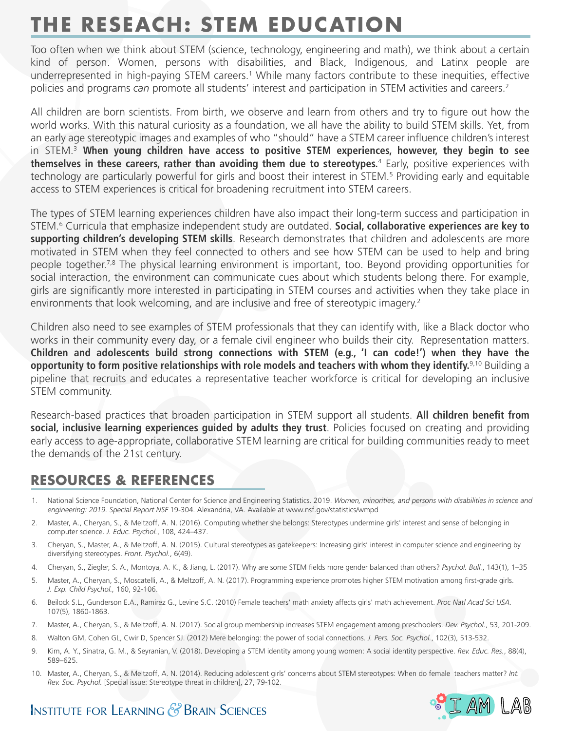# THE RESEACH: STEM EDUCATION

Too often when we think about STEM (science, technology, engineering and math), we think about a certain kind of person. Women, persons with disabilities, and Black, Indigenous, and Latinx people are underrepresented in high-paying STEM careers.[1] While many factors contribute to these inequities, effective policies and programs *can* promote all students' interest and participation in STEM activities and careers.[2]

All children are born scientists. From birth, we observe and learn from others and try to figure out how the world works. With this natural curiosity as a foundation, we all have the ability to build STEM skills. Yet, from an early age stereotypic images and examples of who "should" have a STEM career influence children's interest in STEM.[3] **When young children have access to positive STEM experiences, however, they begin to see themselves in these careers, rather than avoiding them due to stereotypes.**[4] Early, positive experiences with technology are particularly powerful for girls and boost their interest in STEM.[5] Providing early and equitable access to STEM experiences is critical for broadening recruitment into STEM careers.

The types of STEM learning experiences children have also impact their long-term success and participation in STEM.[6] Curricula that emphasize independent study are outdated. **Social, collaborative experiences are key to supporting children's developing STEM skills**. Research demonstrates that children and adolescents are more motivated in STEM when they feel connected to others and see how STEM can be used to help and bring people together.[7,8] The physical learning environment is important, too. Beyond providing opportunities for social interaction, the environment can communicate cues about which students belong there. For example, girls are significantly more interested in participating in STEM courses and activities when they take place in environments that look welcoming, and are inclusive and free of stereotypic imagery.[2]

Children also need to see examples of STEM professionals that they can identify with, like a Black doctor who works in their community every day, or a female civil engineer who builds their city. Representation matters. **Children and adolescents build strong connections with STEM (e.g., 'I can code!') when they have the opportunity to form positive relationships with role models and teachers with whom they identify.**[9,10] Building a pipeline that recruits and educates a representative teacher workforce is critical for developing an inclusive STEM community.

Research-based practices that broaden participation in STEM support all students. **All children benefit from social, inclusive learning experiences guided by adults they trust**. Policies focused on creating and providing early access to age-appropriate, collaborative STEM learning are critical for building communities ready to meet the demands of the 21st century.

## RESOURCES & REFERENCES

1. National Science Foundation, National Center for Science and Engineering Statistics. 2019. *Women, minorities, and persons with disabilities in science and engineering: 2019. Special Report NSF* 19-304. Alexandria, VA. Available at www.nsf.gov/statistics/wmpd
2. Master, A., Cheryan, S., & Meltzoff, A. N. (2016). Computing whether she belongs: Stereotypes undermine girls' interest and sense of belonging in computer science. *J. Educ. Psychol.*, 108, 424–437.
3. Cheryan, S., Master, A., & Meltzoff, A. N. (2015). Cultural stereotypes as gatekeepers: Increasing girls' interest in computer science and engineering by diversifying stereotypes. *Front. Psychol.*, 6(49).
4. Cheryan, S., Ziegler, S. A., Montoya, A. K., & Jiang, L. (2017). Why are some STEM fields more gender balanced than others? *Psychol. Bull.*, 143(1), 1–35
5. Master, A., Cheryan, S., Moscatelli, A., & Meltzoff, A. N. (2017). Programming experience promotes higher STEM motivation among first-grade girls. *J. Exp. Child Psychol.,* 160, 92-106.
6. Beilock S.L., Gunderson E.A., Ramirez G., Levine S.C. (2010) Female teachers' math anxiety affects girls' math achievement. *Proc Natl Acad Sci USA*. 107(5), 1860-1863.
7. Master, A., Cheryan, S., & Meltzoff, A. N. (2017). Social group membership increases STEM engagement among preschoolers. *Dev. Psychol.*, 53, 201-209.
8. Walton GM, Cohen GL, Cwir D, Spencer SJ. (2012) Mere belonging: the power of social connections. *J. Pers. Soc. Psychol.*, 102(3), 513-532.
9. Kim, A. Y., Sinatra, G. M., & Seyranian, V. (2018). Developing a STEM identity among young women: A social identity perspective. *Rev. Educ. Res.*, 88(4), 589–625.
10. Master, A., Cheryan, S., & Meltzoff, A. N. (2014). Reducing adolescent girls' concerns about STEM stereotypes: When do female teachers matter? *Int. Rev. Soc. Psychol.* [Special issue: Stereotype threat in children], 27, 79-102.

Institute for Learning & Brain Sciences

I AM LAB